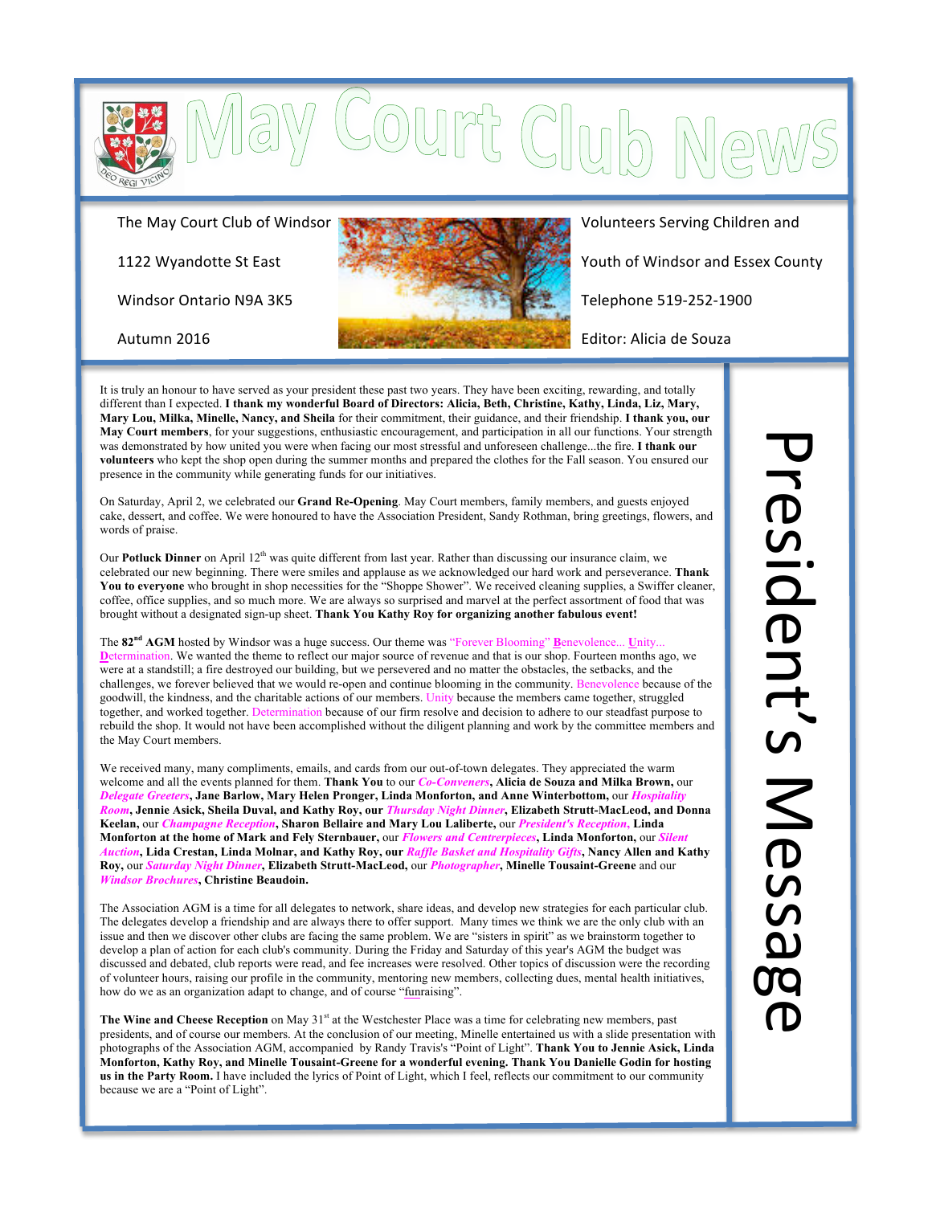# May Court Club News

The May Court Club of Windsor

1122 Wyandotte St East

Windsor Ontario N9A 3K5

Autumn 2016

Volunteers Serving Children and Youth of Windsor and Essex County

Telephone 519-252-1900

Editor: Alicia de Souza

## President's Message

It is truly an honour to have served as your president these past two years. They have been exciting, rewarding, and totally different than I expected. **I thank my wonderful Board of Directors: Alicia, Beth, Christine, Kathy, Linda, Liz, Mary, Mary Lou, Milka, Minelle, Nancy, and Sheila** for their commitment, their guidance, and their friendship. **I thank you, our May Court members**, for your suggestions, enthusiastic encouragement, and participation in all our functions. Your strength was demonstrated by how united you were when facing our most stressful and unforeseen challenge...the fire. **I thank our volunteers** who kept the shop open during the summer months and prepared the clothes for the Fall season. You ensured our presence in the community while generating funds for our initiatives.

On Saturday, April 2, we celebrated our **Grand Re-Opening**. May Court members, family members, and guests enjoyed cake, dessert, and coffee. We were honoured to have the Association President, Sandy Rothman, bring greetings, flowers, and words of praise.

Our **Potluck Dinner** on April 12th was quite different from last year. Rather than discussing our insurance claim, we celebrated our new beginning. There were smiles and applause as we acknowledged our hard work and perseverance. **Thank You to everyone** who brought in shop necessities for the "Shoppe Shower". We received cleaning supplies, a Swiffer cleaner, coffee, office supplies, and so much more. We are always so surprised and marvel at the perfect assortment of food that was brought without a designated sign-up sheet. **Thank You Kathy Roy for organizing another fabulous event!**

The **82nd AGM** hosted by Windsor was a huge success. Our theme was "Forever Blooming" **B**enevolence... **U**nity... **D**etermination. We wanted the theme to reflect our major source of revenue and that is our shop. Fourteen months ago, we were at a standstill; a fire destroyed our building, but we persevered and no matter the obstacles, the setbacks, and the challenges, we forever believed that we would re-open and continue blooming in the community. Benevolence because of the goodwill, the kindness, and the charitable actions of our members. Unity because the members came together, struggled together, and worked together. Determination because of our firm resolve and decision to adhere to our steadfast purpose to rebuild the shop. It would not have been accomplished without the diligent planning and work by the committee members and the May Court members.

We received many, many compliments, emails, and cards from our out-of-town delegates. They appreciated the warm welcome and all the events planned for them. **Thank You** to our ***Co-Conveners*****, Alicia de Souza and Milka Brown,** our ***Delegate Greeters*****, Jane Barlow, Mary Helen Pronger, Linda Monforton, and Anne Winterbottom,** our ***Hospitality Room*****, Jennie Asick, Sheila Duval, and Kathy Roy,** our ***Thursday Night Dinner*****, Elizabeth Strutt-MacLeod, and Donna Keelan,** our ***Champagne Reception*****, Sharon Bellaire and Mary Lou Laliberte,** our ***President's Reception*****, Linda Monforton at the home of Mark and Fely Sternbauer,** our ***Flowers and Centrepieces*****, Linda Monforton,** our ***Silent Auction*****, Lida Crestan, Linda Molnar, and Kathy Roy,** our ***Raffle Basket and Hospitality Gifts*****, Nancy Allen and Kathy Roy,** our ***Saturday Night Dinner*****, Elizabeth Strutt-MacLeod,** our ***Photographer*****, Minelle Tousaint-Greene** and our ***Windsor Brochures*****, Christine Beaudoin.**

The Association AGM is a time for all delegates to network, share ideas, and develop new strategies for each particular club. The delegates develop a friendship and are always there to offer support. Many times we think we are the only club with an issue and then we discover other clubs are facing the same problem. We are "sisters in spirit" as we brainstorm together to develop a plan of action for each club's community. During the Friday and Saturday of this year's AGM the budget was discussed and debated, club reports were read, and fee increases were resolved. Other topics of discussion were the recording of volunteer hours, raising our profile in the community, mentoring new members, collecting dues, mental health initiatives, how do we as an organization adapt to change, and of course "funraising".

**The Wine and Cheese Reception** on May 31st at the Westchester Place was a time for celebrating new members, past presidents, and of course our members. At the conclusion of our meeting, Minelle entertained us with a slide presentation with photographs of the Association AGM, accompanied by Randy Travis's "Point of Light". **Thank You to Jennie Asick, Linda Monforton, Kathy Roy, and Minelle Tousaint-Greene for a wonderful evening. Thank You Danielle Godin for hosting us in the Party Room.** I have included the lyrics of Point of Light, which I feel, reflects our commitment to our community because we are a "Point of Light".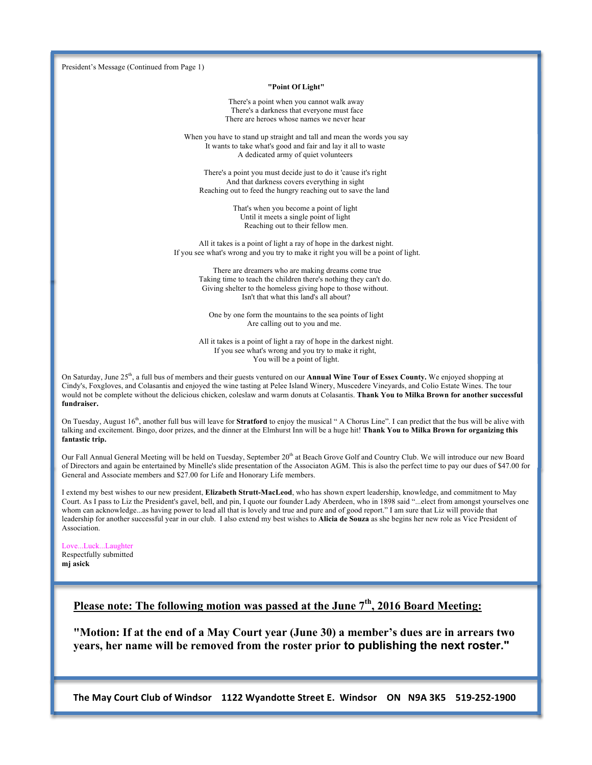President's Message (Continued from Page 1)

**"Point Of Light"**

There's a point when you cannot walk away  
There's a darkness that everyone must face  
There are heroes whose names we never hear

When you have to stand up straight and tall and mean the words you say  
It wants to take what's good and fair and lay it all to waste  
A dedicated army of quiet volunteers

There's a point you must decide just to do it 'cause it's right  
And that darkness covers everything in sight  
Reaching out to feed the hungry reaching out to save the land

That's when you become a point of light  
Until it meets a single point of light  
Reaching out to their fellow men.

All it takes is a point of light a ray of hope in the darkest night.  
If you see what's wrong and you try to make it right you will be a point of light.

There are dreamers who are making dreams come true  
Taking time to teach the children there's nothing they can't do.  
Giving shelter to the homeless giving hope to those without.  
Isn't that what this land's all about?

One by one form the mountains to the sea points of light  
Are calling out to you and me.

All it takes is a point of light a ray of hope in the darkest night.  
If you see what's wrong and you try to make it right,  
You will be a point of light.

On Saturday, June 25th, a full bus of members and their guests ventured on our **Annual Wine Tour of Essex County.** We enjoyed shopping at Cindy's, Foxgloves, and Colasantis and enjoyed the wine tasting at Pelee Island Winery, Muscedere Vineyards, and Colio Estate Wines. The tour would not be complete without the delicious chicken, coleslaw and warm donuts at Colasantis. **Thank You to Milka Brown for another successful fundraiser.**

On Tuesday, August 16th, another full bus will leave for **Stratford** to enjoy the musical " A Chorus Line". I can predict that the bus will be alive with talking and excitement. Bingo, door prizes, and the dinner at the Elmhurst Inn will be a huge hit! **Thank You to Milka Brown for organizing this fantastic trip.**

Our Fall Annual General Meeting will be held on Tuesday, September 20th at Beach Grove Golf and Country Club. We will introduce our new Board of Directors and again be entertained by Minelle's slide presentation of the Associaton AGM. This is also the perfect time to pay our dues of $47.00 for General and Associate members and $27.00 for Life and Honorary Life members.

I extend my best wishes to our new president, **Elizabeth Strutt-MacLeod**, who has shown expert leadership, knowledge, and commitment to May Court. As I pass to Liz the President's gavel, bell, and pin, I quote our founder Lady Aberdeen, who in 1898 said "...elect from amongst yourselves one whom can acknowledge...as having power to lead all that is lovely and true and pure and of good report." I am sure that Liz will provide that leadership for another successful year in our club. I also extend my best wishes to **Alicia de Souza** as she begins her new role as Vice President of Association.

Love...Luck...Laughter  
Respectfully submitted  
**mj asick**

**Please note: The following motion was passed at the June 7th, 2016 Board Meeting:**

**"Motion: If at the end of a May Court year (June 30) a member's dues are in arrears two years, her name will be removed from the roster prior to publishing the next roster."**

**The May Court Club of Windsor 1122 Wyandotte Street E. Windsor ON N9A 3K5 519-252-1900**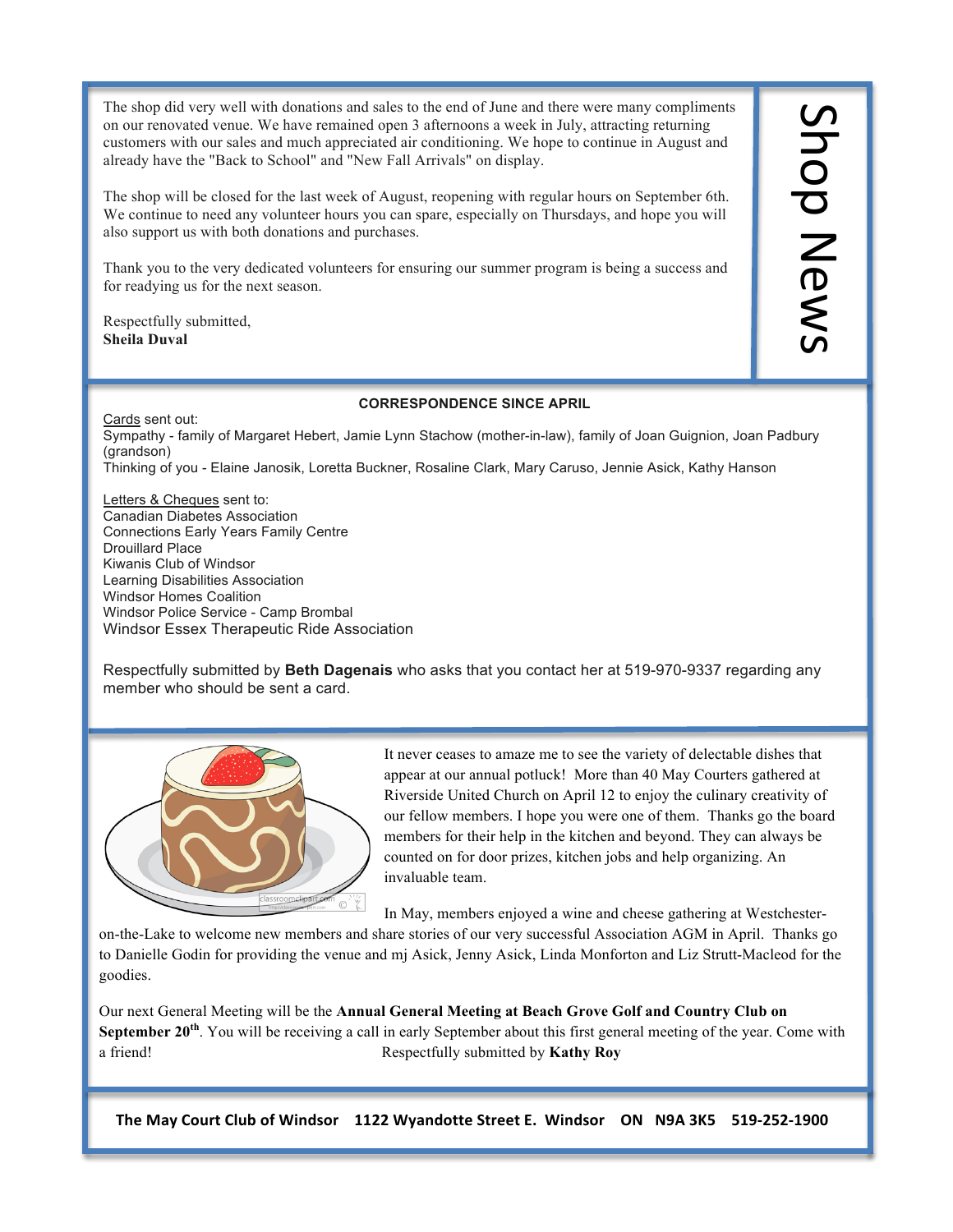## Shop News

The shop did very well with donations and sales to the end of June and there were many compliments on our renovated venue. We have remained open 3 afternoons a week in July, attracting returning customers with our sales and much appreciated air conditioning. We hope to continue in August and already have the "Back to School" and "New Fall Arrivals" on display.

The shop will be closed for the last week of August, reopening with regular hours on September 6th. We continue to need any volunteer hours you can spare, especially on Thursdays, and hope you will also support us with both donations and purchases.

Thank you to the very dedicated volunteers for ensuring our summer program is being a success and for readying us for the next season.

Respectfully submitted,
**Sheila Duval**

### CORRESPONDENCE SINCE APRIL

Cards sent out:
Sympathy - family of Margaret Hebert, Jamie Lynn Stachow (mother-in-law), family of Joan Guignion, Joan Padbury (grandson)
Thinking of you - Elaine Janosik, Loretta Buckner, Rosaline Clark, Mary Caruso, Jennie Asick, Kathy Hanson

Letters & Cheques sent to:
Canadian Diabetes Association
Connections Early Years Family Centre
Drouillard Place
Kiwanis Club of Windsor
Learning Disabilities Association
Windsor Homes Coalition
Windsor Police Service - Camp Brombal
Windsor Essex Therapeutic Ride Association

Respectfully submitted by **Beth Dagenais** who asks that you contact her at 519-970-9337 regarding any member who should be sent a card.

It never ceases to amaze me to see the variety of delectable dishes that appear at our annual potluck! More than 40 May Courters gathered at Riverside United Church on April 12 to enjoy the culinary creativity of our fellow members. I hope you were one of them. Thanks go the board members for their help in the kitchen and beyond. They can always be counted on for door prizes, kitchen jobs and help organizing. An invaluable team.

In May, members enjoyed a wine and cheese gathering at Westchester-on-the-Lake to welcome new members and share stories of our very successful Association AGM in April. Thanks go to Danielle Godin for providing the venue and mj Asick, Jenny Asick, Linda Monforton and Liz Strutt-Macleod for the goodies.

Our next General Meeting will be the **Annual General Meeting at Beach Grove Golf and Country Club on September 20th**. You will be receiving a call in early September about this first general meeting of the year. Come with a friend!

Respectfully submitted by **Kathy Roy**

**The May Court Club of Windsor 1122 Wyandotte Street E. Windsor ON N9A 3K5 519-252-1900**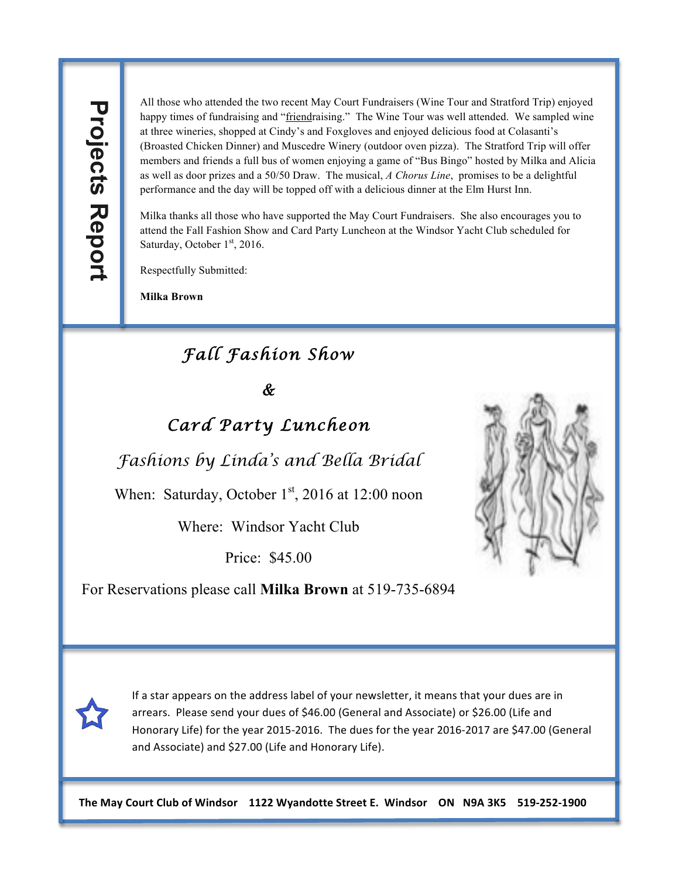## Projects Report

All those who attended the two recent May Court Fundraisers (Wine Tour and Stratford Trip) enjoyed happy times of fundraising and "friendraising." The Wine Tour was well attended. We sampled wine at three wineries, shopped at Cindy's and Foxgloves and enjoyed delicious food at Colasanti's (Broasted Chicken Dinner) and Muscedre Winery (outdoor oven pizza). The Stratford Trip will offer members and friends a full bus of women enjoying a game of "Bus Bingo" hosted by Milka and Alicia as well as door prizes and a 50/50 Draw. The musical, *A Chorus Line*, promises to be a delightful performance and the day will be topped off with a delicious dinner at the Elm Hurst Inn.

Milka thanks all those who have supported the May Court Fundraisers. She also encourages you to attend the Fall Fashion Show and Card Party Luncheon at the Windsor Yacht Club scheduled for Saturday, October 1st, 2016.

Respectfully Submitted:

**Milka Brown**

## *Fall Fashion Show*

## *&*

## *Card Party Luncheon*

*Fashions by Linda's and Bella Bridal*

When: Saturday, October 1st, 2016 at 12:00 noon

Where: Windsor Yacht Club

Price: $45.00

For Reservations please call **Milka Brown** at 519-735-6894

☆ If a star appears on the address label of your newsletter, it means that your dues are in arrears. Please send your dues of $46.00 (General and Associate) or $26.00 (Life and Honorary Life) for the year 2015-2016. The dues for the year 2016-2017 are $47.00 (General and Associate) and $27.00 (Life and Honorary Life).

**The May Court Club of Windsor 1122 Wyandotte Street E. Windsor ON N9A 3K5 519-252-1900**